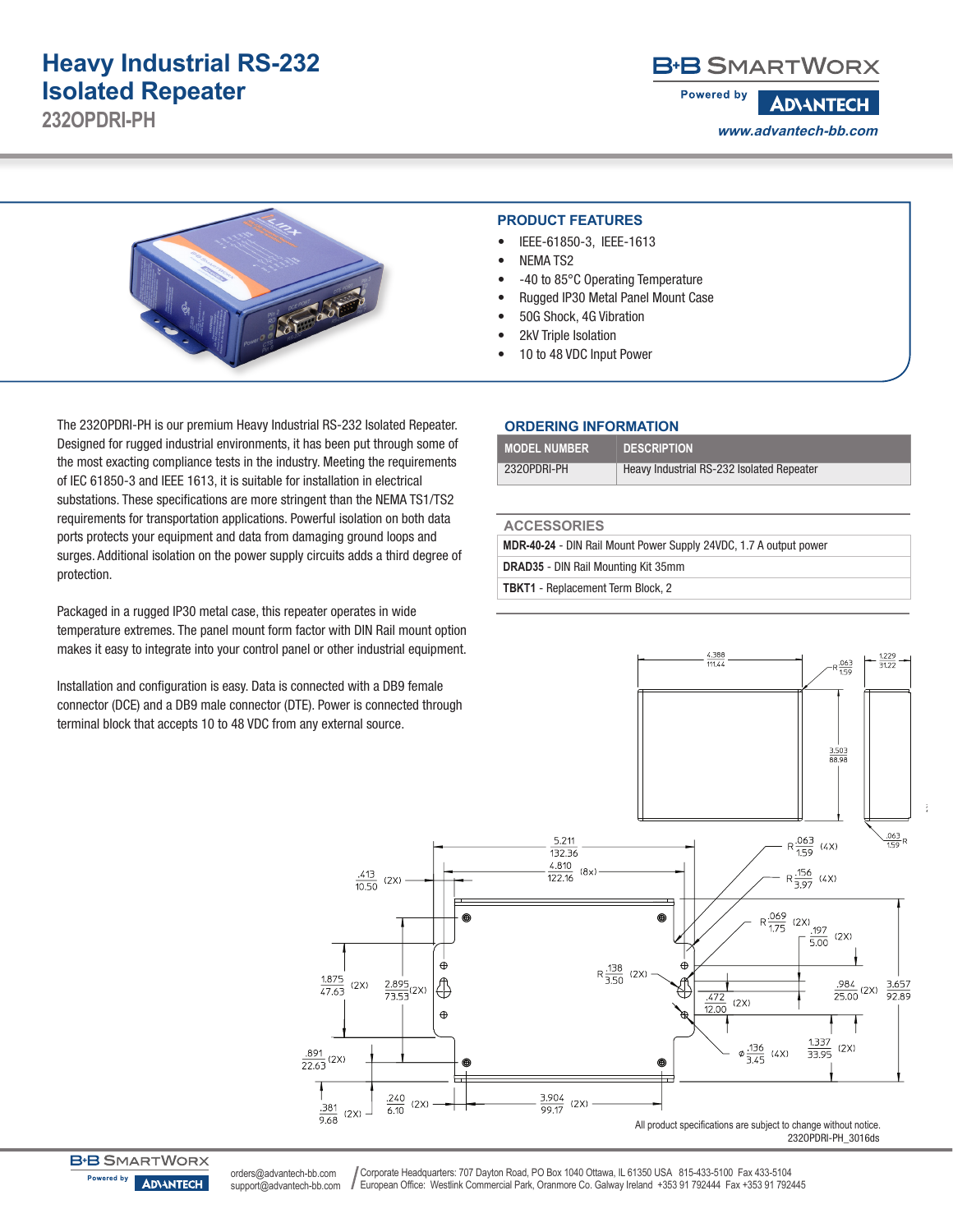# Heavy Industrial RS-232 Isolated Repeater

## 232OPDRI-PH

### PRODUCT FEATURES

- IEEE-61850-3, IEEE-1613
- NEMA TS2
- -40 to 85°C Operating Temperature
- Rugged IP30 Metal Panel Mount Case
- 50G Shock, 4G Vibration
- 2kV Triple Isolation
- 10 to 48 VDC Input Power

The 232OPDRI-PH is our premium Heavy Industrial RS-232 Isolated Repeater. Designed for rugged industrial environments, it has been put through some of the most exacting compliance tests in the industry. Meeting the requirements of IEC 61850-3 and IEEE 1613, it is suitable for installation in electrical substations. These specifications are more stringent than the NEMA TS1/TS2 requirements for transportation applications. Powerful isolation on both data ports protects your equipment and data from damaging ground loops and surges. Additional isolation on the power supply circuits adds a third degree of protection.

Packaged in a rugged IP30 metal case, this repeater operates in wide temperature extremes. The panel mount form factor with DIN Rail mount option makes it easy to integrate into your control panel or other industrial equipment.

Installation and configuration is easy. Data is connected with a DB9 female connector (DCE) and a DB9 male connector (DTE). Power is connected through terminal block that accepts 10 to 48 VDC from any external source.

### ORDERING INFORMATION

| MODEL NUMBER | DESCRIPTION |
| --- | --- |
| 232OPDRI-PH | Heavy Industrial RS-232 Isolated Repeater |

### ACCESSORIES

| |
| --- |
| **MDR-40-24** - DIN Rail Mount Power Supply 24VDC, 1.7 A output power |
| **DRAD35** - DIN Rail Mounting Kit 35mm |
| **TBKT1** - Replacement Term Block, 2 |

All product specifications are subject to change without notice.

232OPDRI-PH_3016ds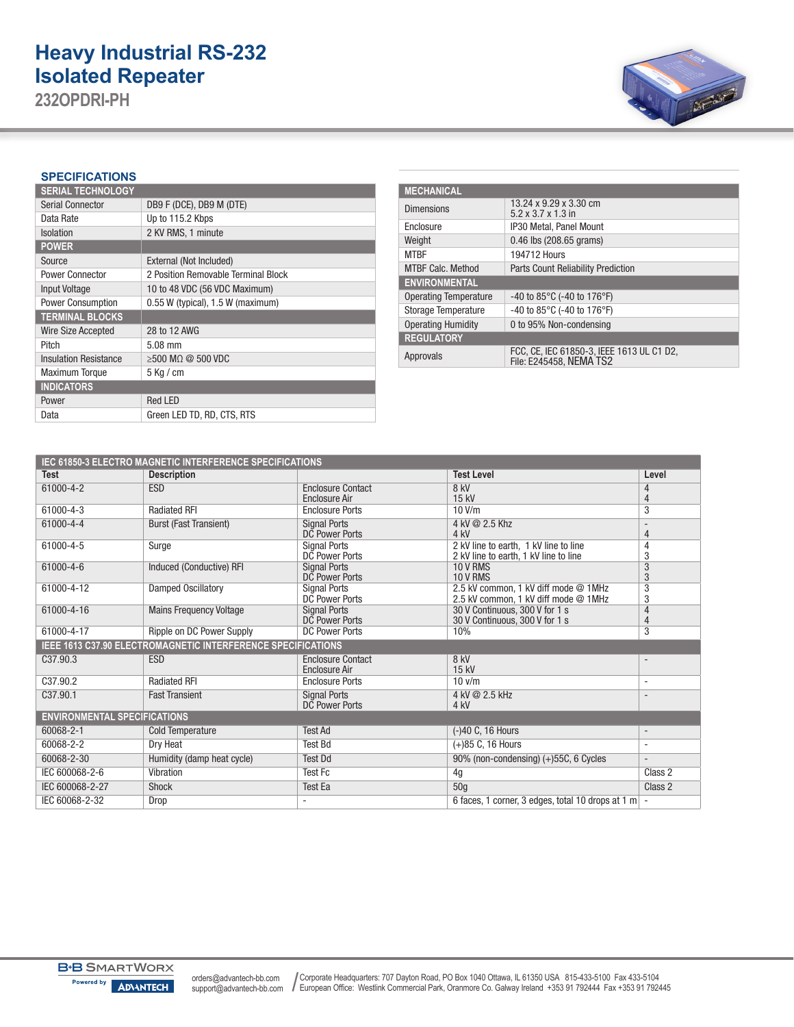# Heavy Industrial RS-232 Isolated Repeater

## 232OPDRI-PH

### SPECIFICATIONS

| SERIAL TECHNOLOGY | |
|---|---|
| Serial Connector | DB9 F (DCE), DB9 M (DTE) |
| Data Rate | Up to 115.2 Kbps |
| Isolation | 2 KV RMS, 1 minute |
| **POWER** | |
| Source | External (Not Included) |
| Power Connector | 2 Position Removable Terminal Block |
| Input Voltage | 10 to 48 VDC (56 VDC Maximum) |
| Power Consumption | 0.55 W (typical), 1.5 W (maximum) |
| **TERMINAL BLOCKS** | |
| Wire Size Accepted | 28 to 12 AWG |
| Pitch | 5.08 mm |
| Insulation Resistance | ≥500 MΩ @ 500 VDC |
| Maximum Torque | 5 Kg / cm |
| **INDICATORS** | |
| Power | Red LED |
| Data | Green LED TD, RD, CTS, RTS |

| MECHANICAL | |
|---|---|
| Dimensions | 13.24 x 9.29 x 3.30 cm<br>5.2 x 3.7 x 1.3 in |
| Enclosure | IP30 Metal, Panel Mount |
| Weight | 0.46 lbs (208.65 grams) |
| MTBF | 194712 Hours |
| MTBF Calc. Method | Parts Count Reliability Prediction |
| **ENVIRONMENTAL** | |
| Operating Temperature | -40 to 85°C (-40 to 176°F) |
| Storage Temperature | -40 to 85°C (-40 to 176°F) |
| Operating Humidity | 0 to 95% Non-condensing |
| **REGULATORY** | |
| Approvals | FCC, CE, IEC 61850-3, IEEE 1613 UL C1 D2,<br>File: E245458, NEMA TS2 |

| IEC 61850-3 ELECTRO MAGNETIC INTERFERENCE SPECIFICATIONS | | | | |
|---|---|---|---|---|
| **Test** | **Description** | | **Test Level** | **Level** |
| 61000-4-2 | ESD | Enclosure Contact<br>Enclosure Air | 8 kV<br>15 kV | 4<br>4 |
| 61000-4-3 | Radiated RFI | Enclosure Ports | 10 V/m | 3 |
| 61000-4-4 | Burst (Fast Transient) | Signal Ports<br>DC Power Ports | 4 kV @ 2.5 Khz<br>4 kV | -<br>4 |
| 61000-4-5 | Surge | Signal Ports<br>DC Power Ports | 2 kV line to earth, 1 kV line to line<br>2 kV line to earth, 1 kV line to line | 4<br>3 |
| 61000-4-6 | Induced (Conductive) RFI | Signal Ports<br>DC Power Ports | 10 V RMS<br>10 V RMS | 3<br>3 |
| 61000-4-12 | Damped Oscillatory | Signal Ports<br>DC Power Ports | 2.5 kV common, 1 kV diff mode @ 1MHz<br>2.5 kV common, 1 kV diff mode @ 1MHz | 3<br>3 |
| 61000-4-16 | Mains Frequency Voltage | Signal Ports<br>DC Power Ports | 30 V Continuous, 300 V for 1 s<br>30 V Continuous, 300 V for 1 s | 4<br>4 |
| 61000-4-17 | Ripple on DC Power Supply | DC Power Ports | 10% | 3 |
| **IEEE 1613 C37.90 ELECTROMAGNETIC INTERFERENCE SPECIFICATIONS** | | | | |
| C37.90.3 | ESD | Enclosure Contact<br>Enclosure Air | 8 kV<br>15 kV | - |
| C37.90.2 | Radiated RFI | Enclosure Ports | 10 v/m | - |
| C37.90.1 | Fast Transient | Signal Ports<br>DC Power Ports | 4 kV @ 2.5 kHz<br>4 kV | - |
| **ENVIRONMENTAL SPECIFICATIONS** | | | | |
| 60068-2-1 | Cold Temperature | Test Ad | (-)40 C, 16 Hours | - |
| 60068-2-2 | Dry Heat | Test Bd | (+)85 C, 16 Hours | - |
| 60068-2-30 | Humidity (damp heat cycle) | Test Dd | 90% (non-condensing) (+)55C, 6 Cycles | - |
| IEC 600068-2-6 | Vibration | Test Fc | 4g | Class 2 |
| IEC 600068-2-27 | Shock | Test Ea | 50g | Class 2 |
| IEC 60068-2-32 | Drop | - | 6 faces, 1 corner, 3 edges, total 10 drops at 1 m | - |

B+B SMARTWORX Powered by ADVANTECH

orders@advantech-bb.com
support@advantech-bb.com

Corporate Headquarters: 707 Dayton Road, PO Box 1040 Ottawa, IL 61350 USA 815-433-5100 Fax 433-5104
European Office: Westlink Commercial Park, Oranmore Co. Galway Ireland +353 91 792444 Fax +353 91 792445